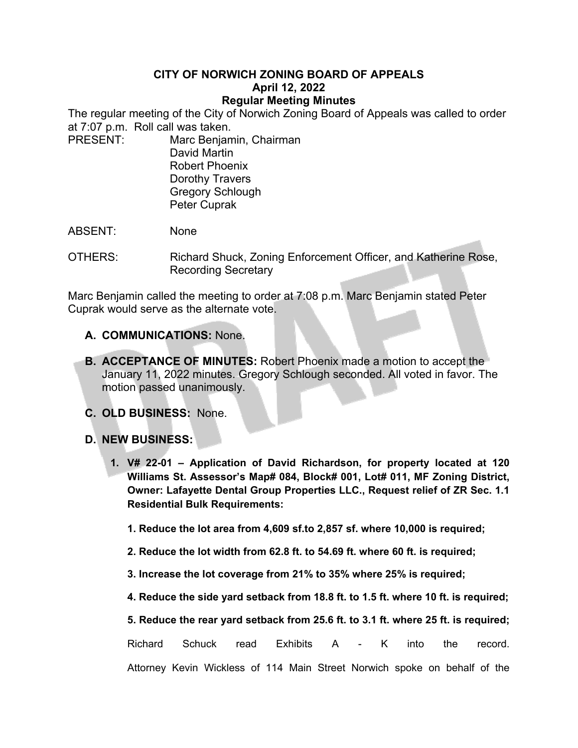**CITY OF NORWICH ZONING BOARD OF APPEALS**
**April 12, 2022**
**Regular Meeting Minutes**

The regular meeting of the City of Norwich Zoning Board of Appeals was called to order at 7:07 p.m. Roll call was taken.

PRESENT: Marc Benjamin, Chairman
David Martin
Robert Phoenix
Dorothy Travers
Gregory Schlough
Peter Cuprak

ABSENT: None

OTHERS: Richard Shuck, Zoning Enforcement Officer, and Katherine Rose, Recording Secretary

Marc Benjamin called the meeting to order at 7:08 p.m. Marc Benjamin stated Peter Cuprak would serve as the alternate vote.

**A. COMMUNICATIONS:** None.

**B. ACCEPTANCE OF MINUTES:** Robert Phoenix made a motion to accept the January 11, 2022 minutes. Gregory Schlough seconded. All voted in favor. The motion passed unanimously.

**C. OLD BUSINESS:** None.

**D. NEW BUSINESS:**

**1. V# 22-01 – Application of David Richardson, for property located at 120 Williams St. Assessor's Map# 084, Block# 001, Lot# 011, MF Zoning District, Owner: Lafayette Dental Group Properties LLC., Request relief of ZR Sec. 1.1 Residential Bulk Requirements:**

**1. Reduce the lot area from 4,609 sf.to 2,857 sf. where 10,000 is required;**

**2. Reduce the lot width from 62.8 ft. to 54.69 ft. where 60 ft. is required;**

**3. Increase the lot coverage from 21% to 35% where 25% is required;**

**4. Reduce the side yard setback from 18.8 ft. to 1.5 ft. where 10 ft. is required;**

**5. Reduce the rear yard setback from 25.6 ft. to 3.1 ft. where 25 ft. is required;**

Richard Schuck read Exhibits A - K into the record.

Attorney Kevin Wickless of 114 Main Street Norwich spoke on behalf of the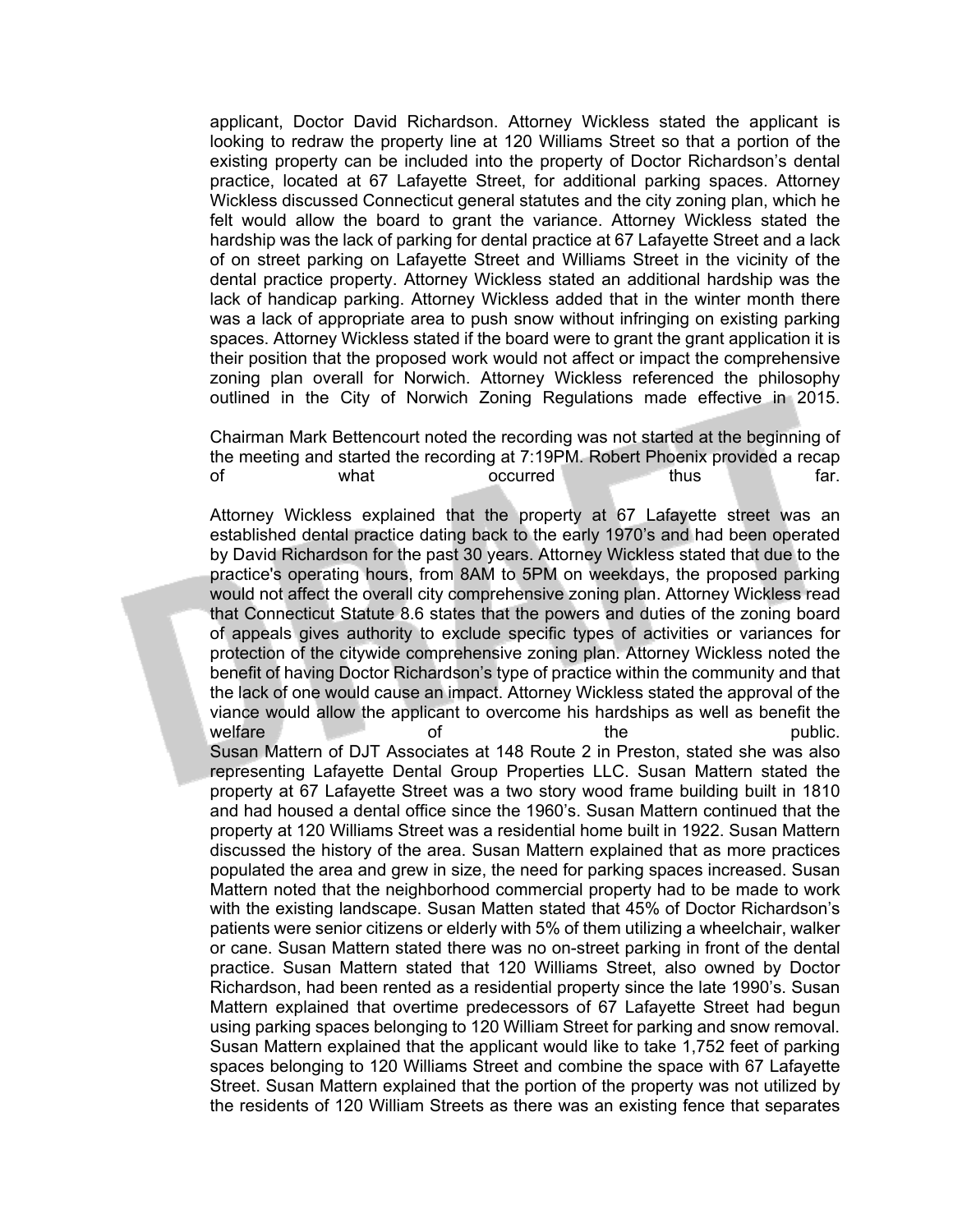applicant, Doctor David Richardson. Attorney Wickless stated the applicant is looking to redraw the property line at 120 Williams Street so that a portion of the existing property can be included into the property of Doctor Richardson's dental practice, located at 67 Lafayette Street, for additional parking spaces. Attorney Wickless discussed Connecticut general statutes and the city zoning plan, which he felt would allow the board to grant the variance. Attorney Wickless stated the hardship was the lack of parking for dental practice at 67 Lafayette Street and a lack of on street parking on Lafayette Street and Williams Street in the vicinity of the dental practice property. Attorney Wickless stated an additional hardship was the lack of handicap parking. Attorney Wickless added that in the winter month there was a lack of appropriate area to push snow without infringing on existing parking spaces. Attorney Wickless stated if the board were to grant the grant application it is their position that the proposed work would not affect or impact the comprehensive zoning plan overall for Norwich. Attorney Wickless referenced the philosophy outlined in the City of Norwich Zoning Regulations made effective in 2015.

Chairman Mark Bettencourt noted the recording was not started at the beginning of the meeting and started the recording at 7:19PM. Robert Phoenix provided a recap of what occurred thus far.

Attorney Wickless explained that the property at 67 Lafayette street was an established dental practice dating back to the early 1970's and had been operated by David Richardson for the past 30 years. Attorney Wickless stated that due to the practice's operating hours, from 8AM to 5PM on weekdays, the proposed parking would not affect the overall city comprehensive zoning plan. Attorney Wickless read that Connecticut Statute 8.6 states that the powers and duties of the zoning board of appeals gives authority to exclude specific types of activities or variances for protection of the citywide comprehensive zoning plan. Attorney Wickless noted the benefit of having Doctor Richardson's type of practice within the community and that the lack of one would cause an impact. Attorney Wickless stated the approval of the viance would allow the applicant to overcome his hardships as well as benefit the welfare of the public.
Susan Mattern of DJT Associates at 148 Route 2 in Preston, stated she was also representing Lafayette Dental Group Properties LLC. Susan Mattern stated the property at 67 Lafayette Street was a two story wood frame building built in 1810 and had housed a dental office since the 1960's. Susan Mattern continued that the property at 120 Williams Street was a residential home built in 1922. Susan Mattern discussed the history of the area. Susan Mattern explained that as more practices populated the area and grew in size, the need for parking spaces increased. Susan Mattern noted that the neighborhood commercial property had to be made to work with the existing landscape. Susan Matten stated that 45% of Doctor Richardson's patients were senior citizens or elderly with 5% of them utilizing a wheelchair, walker or cane. Susan Mattern stated there was no on-street parking in front of the dental practice. Susan Mattern stated that 120 Williams Street, also owned by Doctor Richardson, had been rented as a residential property since the late 1990's. Susan Mattern explained that overtime predecessors of 67 Lafayette Street had begun using parking spaces belonging to 120 William Street for parking and snow removal. Susan Mattern explained that the applicant would like to take 1,752 feet of parking spaces belonging to 120 Williams Street and combine the space with 67 Lafayette Street. Susan Mattern explained that the portion of the property was not utilized by the residents of 120 William Streets as there was an existing fence that separates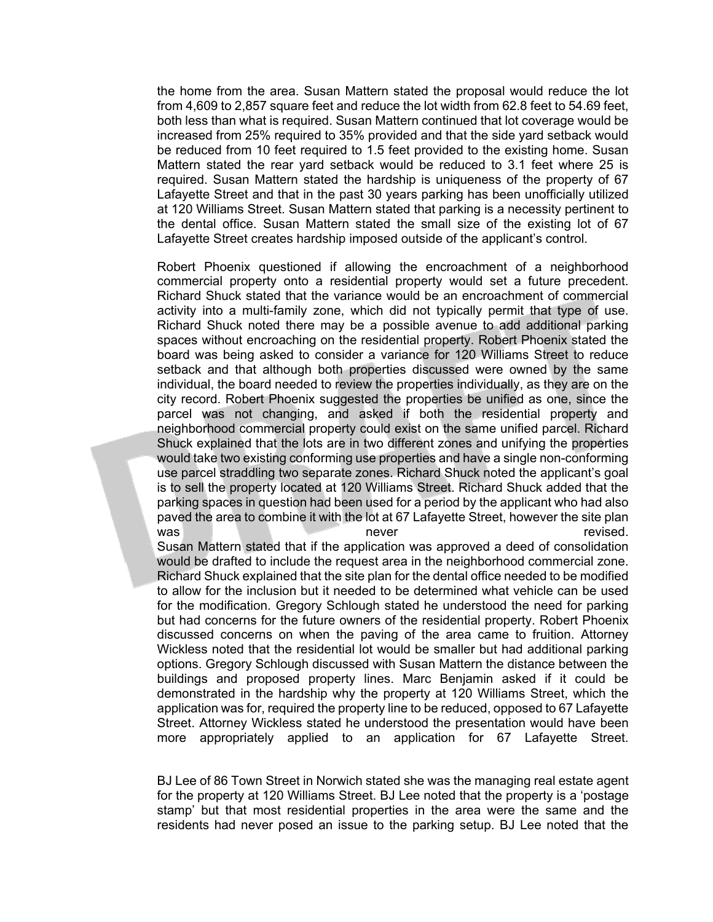the home from the area. Susan Mattern stated the proposal would reduce the lot from 4,609 to 2,857 square feet and reduce the lot width from 62.8 feet to 54.69 feet, both less than what is required. Susan Mattern continued that lot coverage would be increased from 25% required to 35% provided and that the side yard setback would be reduced from 10 feet required to 1.5 feet provided to the existing home. Susan Mattern stated the rear yard setback would be reduced to 3.1 feet where 25 is required. Susan Mattern stated the hardship is uniqueness of the property of 67 Lafayette Street and that in the past 30 years parking has been unofficially utilized at 120 Williams Street. Susan Mattern stated that parking is a necessity pertinent to the dental office. Susan Mattern stated the small size of the existing lot of 67 Lafayette Street creates hardship imposed outside of the applicant's control.

Robert Phoenix questioned if allowing the encroachment of a neighborhood commercial property onto a residential property would set a future precedent. Richard Shuck stated that the variance would be an encroachment of commercial activity into a multi-family zone, which did not typically permit that type of use. Richard Shuck noted there may be a possible avenue to add additional parking spaces without encroaching on the residential property. Robert Phoenix stated the board was being asked to consider a variance for 120 Williams Street to reduce setback and that although both properties discussed were owned by the same individual, the board needed to review the properties individually, as they are on the city record. Robert Phoenix suggested the properties be unified as one, since the parcel was not changing, and asked if both the residential property and neighborhood commercial property could exist on the same unified parcel. Richard Shuck explained that the lots are in two different zones and unifying the properties would take two existing conforming use properties and have a single non-conforming use parcel straddling two separate zones. Richard Shuck noted the applicant's goal is to sell the property located at 120 Williams Street. Richard Shuck added that the parking spaces in question had been used for a period by the applicant who had also paved the area to combine it with the lot at 67 Lafayette Street, however the site plan was never revised.
Susan Mattern stated that if the application was approved a deed of consolidation would be drafted to include the request area in the neighborhood commercial zone. Richard Shuck explained that the site plan for the dental office needed to be modified to allow for the inclusion but it needed to be determined what vehicle can be used for the modification. Gregory Schlough stated he understood the need for parking but had concerns for the future owners of the residential property. Robert Phoenix discussed concerns on when the paving of the area came to fruition. Attorney Wickless noted that the residential lot would be smaller but had additional parking options. Gregory Schlough discussed with Susan Mattern the distance between the buildings and proposed property lines. Marc Benjamin asked if it could be demonstrated in the hardship why the property at 120 Williams Street, which the application was for, required the property line to be reduced, opposed to 67 Lafayette Street. Attorney Wickless stated he understood the presentation would have been more appropriately applied to an application for 67 Lafayette Street.

BJ Lee of 86 Town Street in Norwich stated she was the managing real estate agent for the property at 120 Williams Street. BJ Lee noted that the property is a 'postage stamp' but that most residential properties in the area were the same and the residents had never posed an issue to the parking setup. BJ Lee noted that the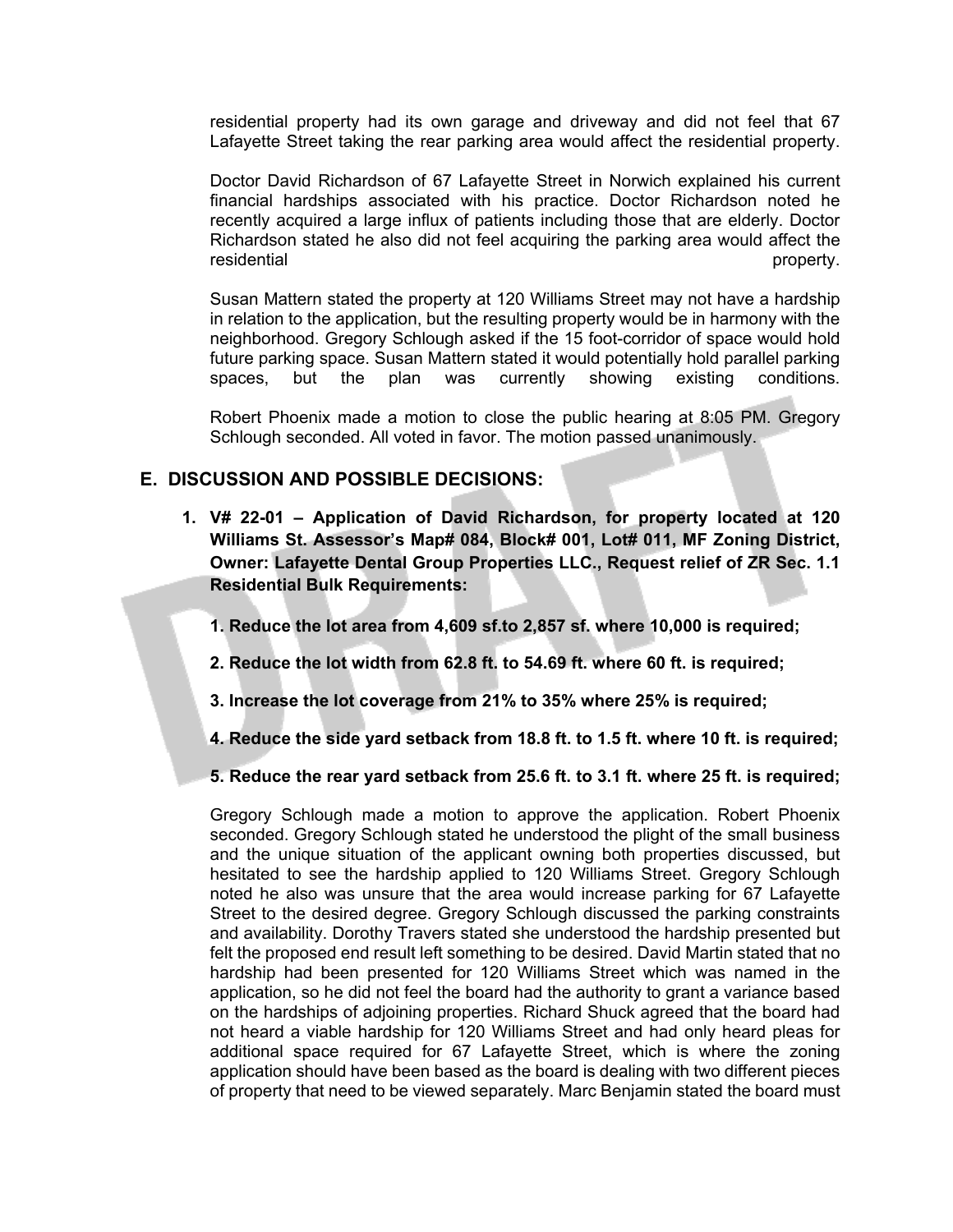residential property had its own garage and driveway and did not feel that 67 Lafayette Street taking the rear parking area would affect the residential property.

Doctor David Richardson of 67 Lafayette Street in Norwich explained his current financial hardships associated with his practice. Doctor Richardson noted he recently acquired a large influx of patients including those that are elderly. Doctor Richardson stated he also did not feel acquiring the parking area would affect the residential property.

Susan Mattern stated the property at 120 Williams Street may not have a hardship in relation to the application, but the resulting property would be in harmony with the neighborhood. Gregory Schlough asked if the 15 foot-corridor of space would hold future parking space. Susan Mattern stated it would potentially hold parallel parking spaces, but the plan was currently showing existing conditions.

Robert Phoenix made a motion to close the public hearing at 8:05 PM. Gregory Schlough seconded. All voted in favor. The motion passed unanimously.

## E. DISCUSSION AND POSSIBLE DECISIONS:

1. **V# 22-01 – Application of David Richardson, for property located at 120 Williams St. Assessor's Map# 084, Block# 001, Lot# 011, MF Zoning District, Owner: Lafayette Dental Group Properties LLC., Request relief of ZR Sec. 1.1 Residential Bulk Requirements:**

   **1. Reduce the lot area from 4,609 sf.to 2,857 sf. where 10,000 is required;**

   **2. Reduce the lot width from 62.8 ft. to 54.69 ft. where 60 ft. is required;**

   **3. Increase the lot coverage from 21% to 35% where 25% is required;**

   **4. Reduce the side yard setback from 18.8 ft. to 1.5 ft. where 10 ft. is required;**

   **5. Reduce the rear yard setback from 25.6 ft. to 3.1 ft. where 25 ft. is required;**

   Gregory Schlough made a motion to approve the application. Robert Phoenix seconded. Gregory Schlough stated he understood the plight of the small business and the unique situation of the applicant owning both properties discussed, but hesitated to see the hardship applied to 120 Williams Street. Gregory Schlough noted he also was unsure that the area would increase parking for 67 Lafayette Street to the desired degree. Gregory Schlough discussed the parking constraints and availability. Dorothy Travers stated she understood the hardship presented but felt the proposed end result left something to be desired. David Martin stated that no hardship had been presented for 120 Williams Street which was named in the application, so he did not feel the board had the authority to grant a variance based on the hardships of adjoining properties. Richard Shuck agreed that the board had not heard a viable hardship for 120 Williams Street and had only heard pleas for additional space required for 67 Lafayette Street, which is where the zoning application should have been based as the board is dealing with two different pieces of property that need to be viewed separately. Marc Benjamin stated the board must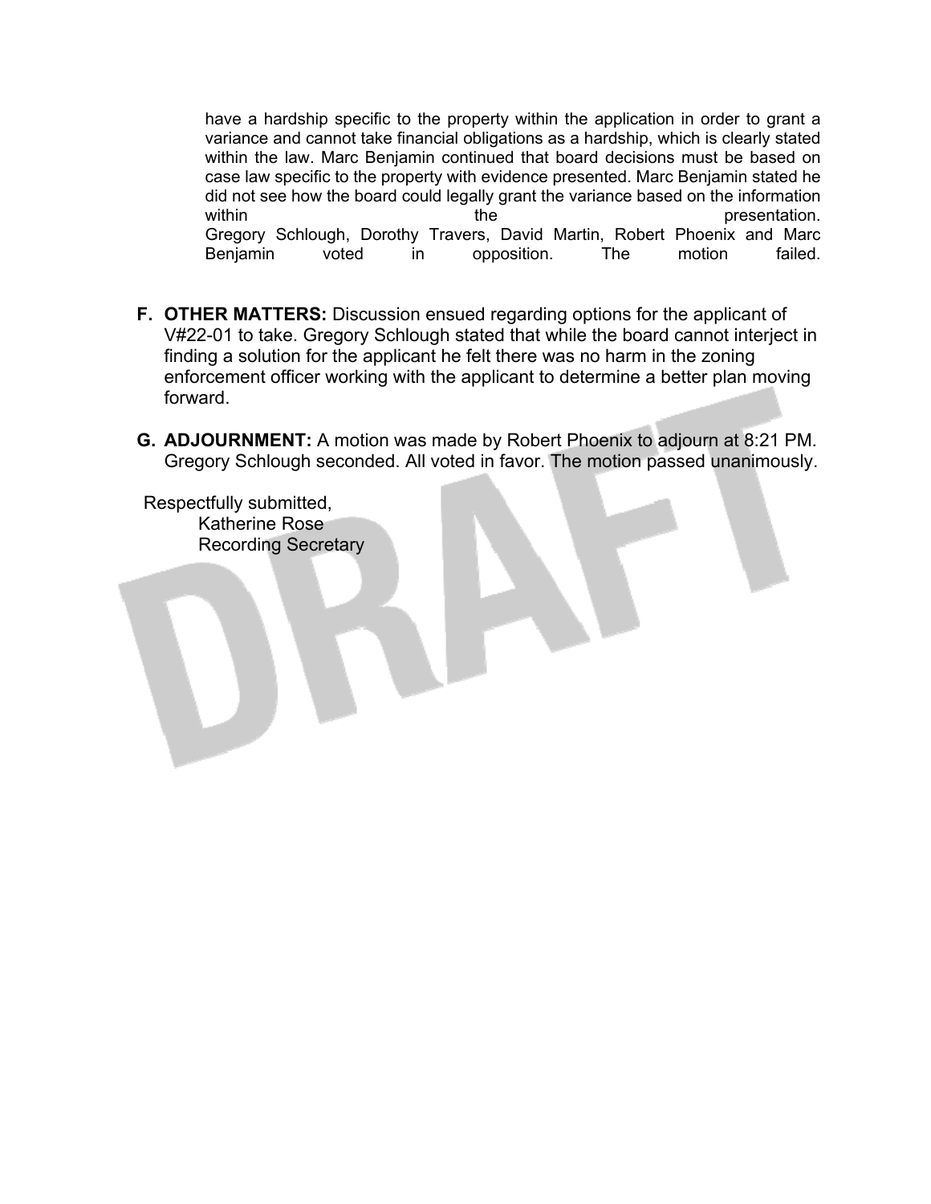have a hardship specific to the property within the application in order to grant a variance and cannot take financial obligations as a hardship, which is clearly stated within the law. Marc Benjamin continued that board decisions must be based on case law specific to the property with evidence presented. Marc Benjamin stated he did not see how the board could legally grant the variance based on the information within the presentation.
Gregory Schlough, Dorothy Travers, David Martin, Robert Phoenix and Marc Benjamin voted in opposition. The motion failed.

**F. OTHER MATTERS:** Discussion ensued regarding options for the applicant of V#22-01 to take. Gregory Schlough stated that while the board cannot interject in finding a solution for the applicant he felt there was no harm in the zoning enforcement officer working with the applicant to determine a better plan moving forward.

**G. ADJOURNMENT:** A motion was made by Robert Phoenix to adjourn at 8:21 PM. Gregory Schlough seconded. All voted in favor. The motion passed unanimously.

Respectfully submitted,
Katherine Rose
Recording Secretary

DRAFT